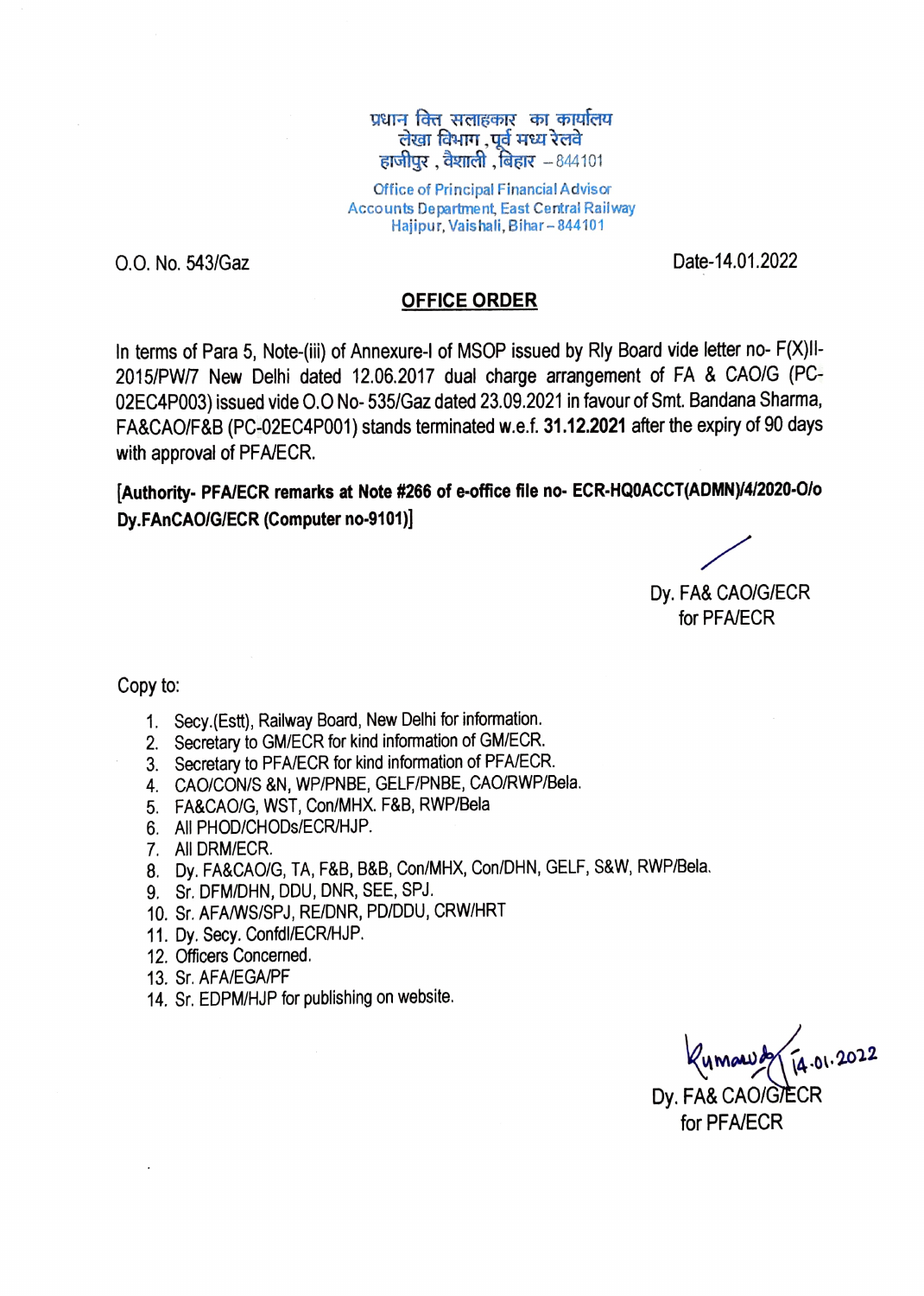प्रधान वित्त सलाहकार का कार्यालय
लेखा विभाग , पूर्व मध्य रेलवे
हाजीपुर , वैशाली , बिहार – 844101

Office of Principal Financial Advisor
Accounts Department, East Central Railway
Hajipur, Vaishali, Bihar – 844101

O.O. No. 543/Gaz

Date-14.01.2022

## OFFICE ORDER

In terms of Para 5, Note-(iii) of Annexure-I of MSOP issued by Rly Board vide letter no- F(X)II-2015/PW/7 New Delhi dated 12.06.2017 dual charge arrangement of FA & CAO/G (PC-02EC4P003) issued vide O.O No- 535/Gaz dated 23.09.2021 in favour of Smt. Bandana Sharma, FA&CAO/F&B (PC-02EC4P001) stands terminated w.e.f. **31.12.2021** after the expiry of 90 days with approval of PFA/ECR.

**[Authority- PFA/ECR remarks at Note #266 of e-office file no- ECR-HQ0ACCT(ADMN)/4/2020-O/o Dy.FAnCAO/G/ECR (Computer no-9101)]**

Dy. FA& CAO/G/ECR
for PFA/ECR

Copy to:

1. Secy.(Estt), Railway Board, New Delhi for information.
2. Secretary to GM/ECR for kind information of GM/ECR.
3. Secretary to PFA/ECR for kind information of PFA/ECR.
4. CAO/CON/S &N, WP/PNBE, GELF/PNBE, CAO/RWP/Bela.
5. FA&CAO/G, WST, Con/MHX. F&B, RWP/Bela
6. All PHOD/CHODs/ECR/HJP.
7. All DRM/ECR.
8. Dy. FA&CAO/G, TA, F&B, B&B, Con/MHX, Con/DHN, GELF, S&W, RWP/Bela.
9. Sr. DFM/DHN, DDU, DNR, SEE, SPJ.
10. Sr. AFA/WS/SPJ, RE/DNR, PD/DDU, CRW/HRT
11. Dy. Secy. Confdl/ECR/HJP.
12. Officers Concerned.
13. Sr. AFA/EGA/PF
14. Sr. EDPM/HJP for publishing on website.

Kumar 14.01.2022
Dy. FA& CAO/G/ECR
for PFA/ECR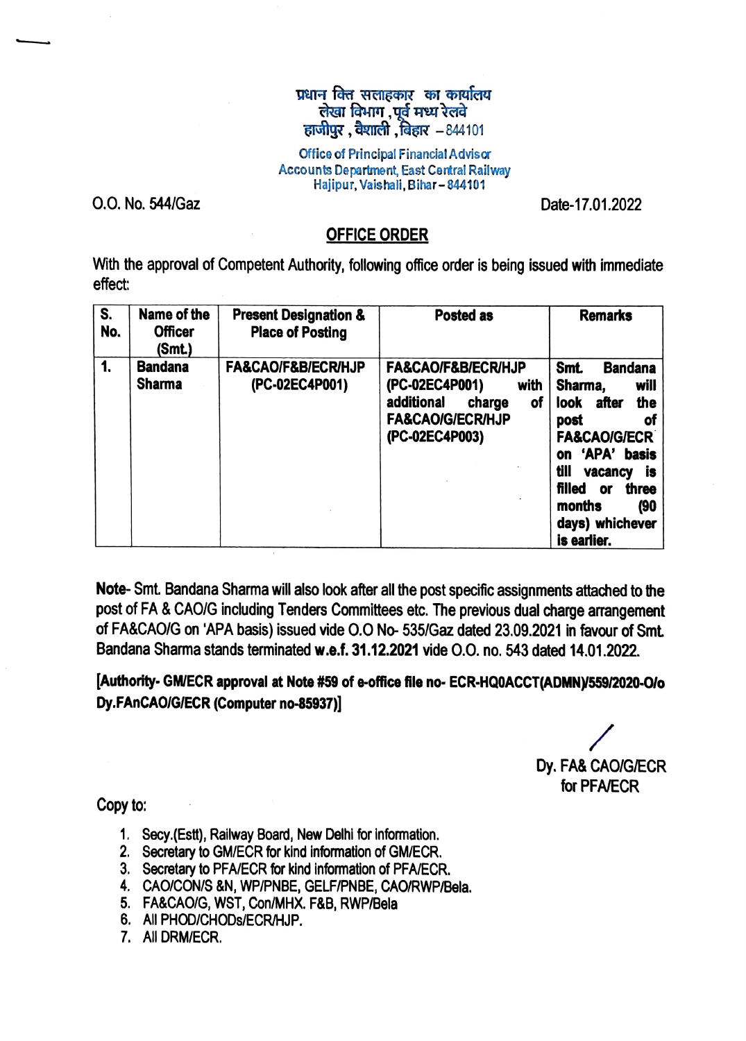प्रधान वित्त सलाहकार का कार्यालय
लेखा विभाग ,पूर्व मध्य रेलवे
हाजीपुर , वैशाली ,बिहार – 844101

Office of Principal Financial Advisor
Accounts Department, East Central Railway
Hajipur, Vaishali, Bihar – 844101

O.O. No. 544/Gaz

Date-17.01.2022

## OFFICE ORDER

With the approval of Competent Authority, following office order is being issued with immediate effect:

| S. No. | Name of the Officer (Smt.) | Present Designation & Place of Posting | Posted as | Remarks |
|---|---|---|---|---|
| **1.** | **Bandana Sharma** | **FA&CAO/F&B/ECR/HJP (PC-02EC4P001)** | **FA&CAO/F&B/ECR/HJP (PC-02EC4P001) with additional charge of FA&CAO/G/ECR/HJP (PC-02EC4P003)** | **Smt. Bandana Sharma, will look after the post of FA&CAO/G/ECR on 'APA' basis till vacancy is filled or three months (90 days) whichever is earlier.** |

**Note**- Smt. Bandana Sharma will also look after all the post specific assignments attached to the post of FA & CAO/G including Tenders Committees etc. The previous dual charge arrangement of FA&CAO/G on 'APA basis) issued vide O.O No- 535/Gaz dated 23.09.2021 in favour of Smt. Bandana Sharma stands terminated **w.e.f. 31.12.2021** vide O.O. no. 543 dated 14.01.2022.

**[Authority- GM/ECR approval at Note #59 of e-office file no- ECR-HQ0ACCT(ADMN)/559/2020-O/o Dy.FAnCAO/G/ECR (Computer no-85937)]**

Dy. FA& CAO/G/ECR
for PFA/ECR

Copy to:

1. Secy.(Estt), Railway Board, New Delhi for information.
2. Secretary to GM/ECR for kind information of GM/ECR.
3. Secretary to PFA/ECR for kind information of PFA/ECR.
4. CAO/CON/S &N, WP/PNBE, GELF/PNBE, CAO/RWP/Bela.
5. FA&CAO/G, WST, Con/MHX. F&B, RWP/Bela
6. All PHOD/CHODs/ECR/HJP.
7. All DRM/ECR.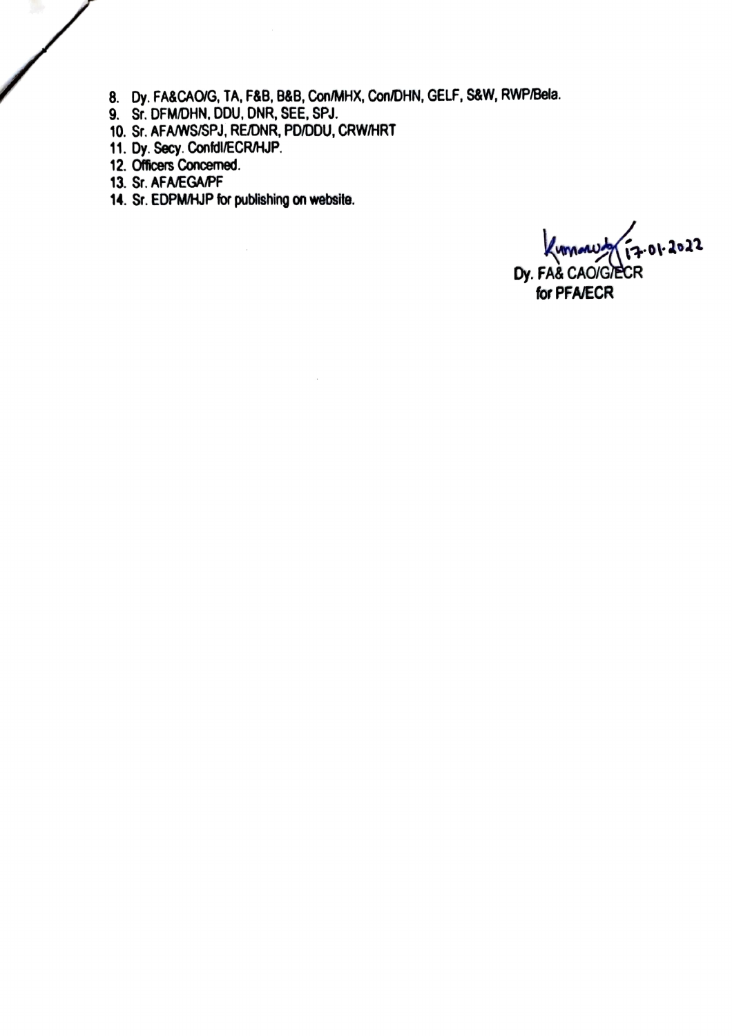8. Dy. FA&CAO/G, TA, F&B, B&B, Con/MHX, Con/DHN, GELF, S&W, RWP/Bela.
9. Sr. DFM/DHN, DDU, DNR, SEE, SPJ.
10. Sr. AFA/WS/SPJ, RE/DNR, PD/DDU, CRW/HRT
11. Dy. Secy. Confdl/ECR/HJP.
12. Officers Concerned.
13. Sr. AFA/EGA/PF
14. Sr. EDPM/HJP for publishing on website.

Kumar 17.01.2022

Dy. FA& CAO/G/ECR
for PFA/ECR